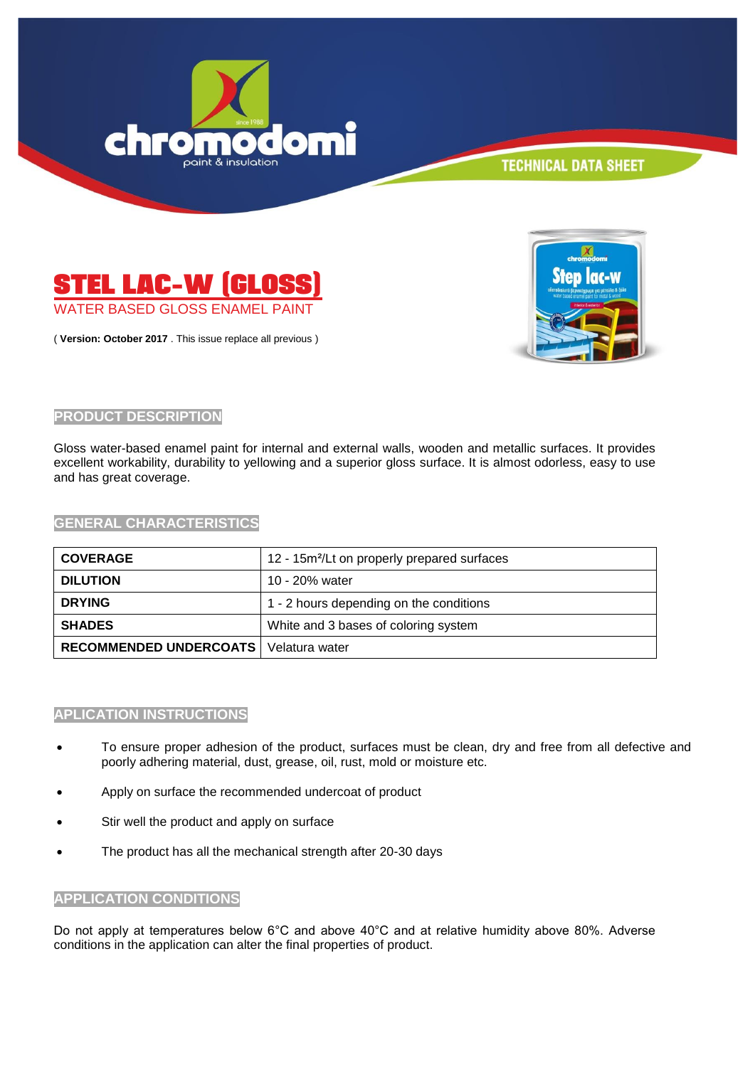chromodomi
paint & insulation

TECHNICAL DATA SHEET

# STEL LAC-W (GLOSS)

WATER BASED GLOSS ENAMEL PAINT

( **Version: October 2017** . This issue replace all previous )

## PRODUCT DESCRIPTION

Gloss water-based enamel paint for internal and external walls, wooden and metallic surfaces. It provides excellent workability, durability to yellowing and a superior gloss surface. It is almost odorless, easy to use and has great coverage.

## GENERAL CHARACTERISTICS

| | |
|---|---|
| **COVERAGE** | 12 - 15m²/Lt on properly prepared surfaces |
| **DILUTION** | 10 - 20% water |
| **DRYING** | 1 - 2 hours depending on the conditions |
| **SHADES** | White and 3 bases of coloring system |
| **RECOMMENDED UNDERCOATS** | Velatura water |

## APLICATION INSTRUCTIONS

- To ensure proper adhesion of the product, surfaces must be clean, dry and free from all defective and poorly adhering material, dust, grease, oil, rust, mold or moisture etc.
- Apply on surface the recommended undercoat of product
- Stir well the product and apply on surface
- The product has all the mechanical strength after 20-30 days

## APPLICATION CONDITIONS

Do not apply at temperatures below 6°C and above 40°C and at relative humidity above 80%. Adverse conditions in the application can alter the final properties of product.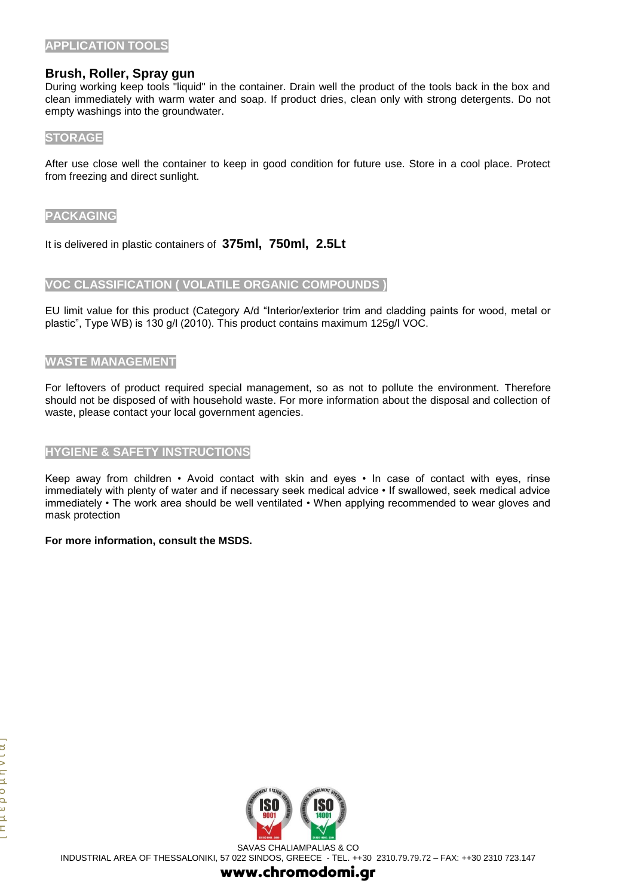## APPLICATION TOOLS

### Brush, Roller, Spray gun

During working keep tools "liquid" in the container. Drain well the product of the tools back in the box and clean immediately with warm water and soap. If product dries, clean only with strong detergents. Do not empty washings into the groundwater.

## STORAGE

After use close well the container to keep in good condition for future use. Store in a cool place. Protect from freezing and direct sunlight.

## PACKAGING

It is delivered in plastic containers of **375ml, 750ml, 2.5Lt**

## VOC CLASSIFICATION ( VOLATILE ORGANIC COMPOUNDS )

EU limit value for this product (Category A/d "Interior/exterior trim and cladding paints for wood, metal or plastic", Type WB) is 130 g/l (2010). This product contains maximum 125g/l VOC.

## WASTE MANAGEMENT

For leftovers of product required special management, so as not to pollute the environment. Therefore should not be disposed of with household waste. For more information about the disposal and collection of waste, please contact your local government agencies.

## HYGIENE & SAFETY INSTRUCTIONS

Keep away from children • Avoid contact with skin and eyes • In case of contact with eyes, rinse immediately with plenty of water and if necessary seek medical advice • If swallowed, seek medical advice immediately • The work area should be well ventilated • When applying recommended to wear gloves and mask protection

**For more information, consult the MSDS.**

SAVAS CHALIAMPALIAS & CO
INDUSTRIAL AREA OF THESSALONIKI, 57 022 SINDOS, GREECE - TEL. ++30 2310.79.79.72 – FAX: ++30 2310 723.147

**www.chromodomi.gr**